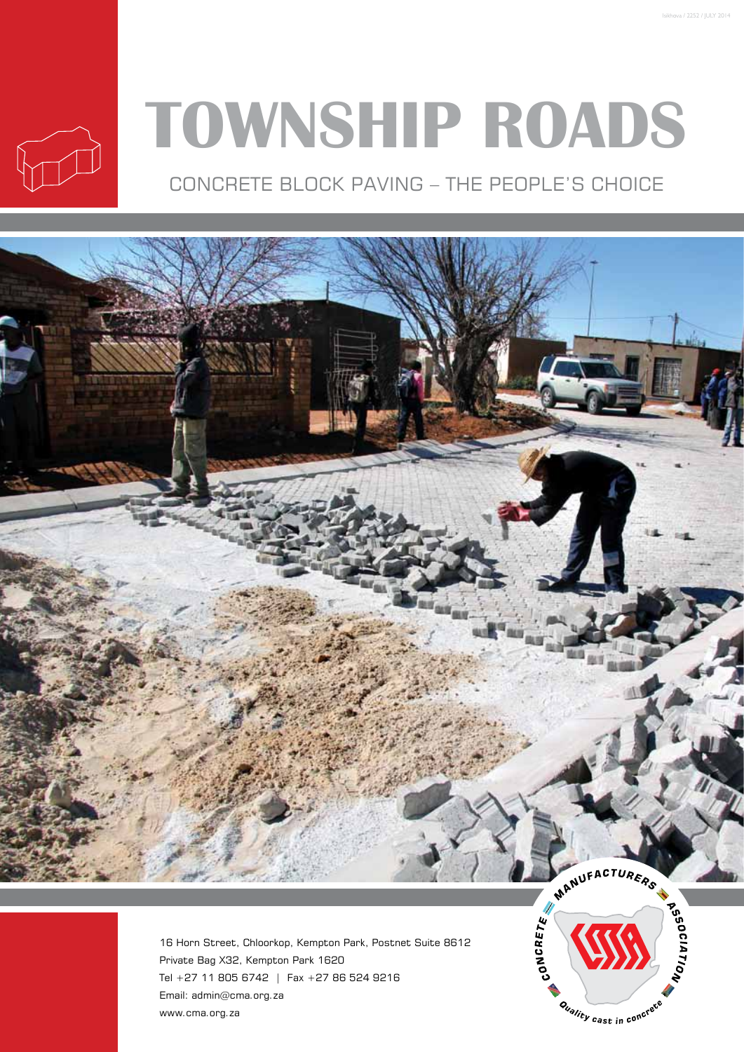# TOWNSHIP ROADS

## CONCRETE BLOCK PAVING – THE PEOPLE'S CHOICE

16 Horn Street, Chloorkop, Kempton Park, Postnet Suite 8612
Private Bag X32, Kempton Park 1620
Tel +27 11 805 6742 | Fax +27 86 524 9216
Email: admin@cma.org.za
www.cma.org.za

CONCRETE MANUFACTURERS ASSOCIATION
Quality cast in concrete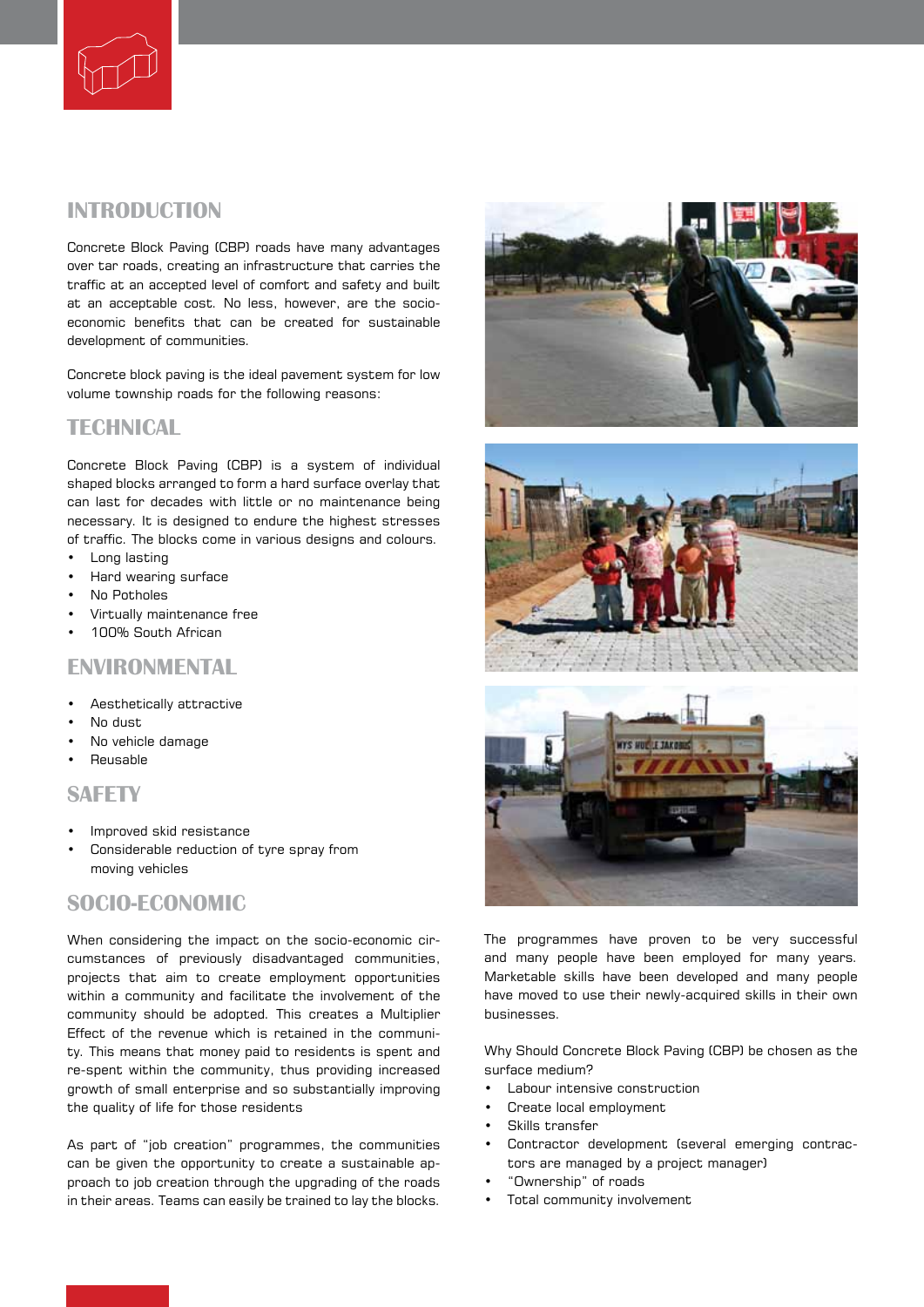## INTRODUCTION

Concrete Block Paving (CBP) roads have many advantages over tar roads, creating an infrastructure that carries the traffic at an accepted level of comfort and safety and built at an acceptable cost. No less, however, are the socio-economic benefits that can be created for sustainable development of communities.

Concrete block paving is the ideal pavement system for low volume township roads for the following reasons:

## TECHNICAL

Concrete Block Paving (CBP) is a system of individual shaped blocks arranged to form a hard surface overlay that can last for decades with little or no maintenance being necessary. It is designed to endure the highest stresses of traffic. The blocks come in various designs and colours.

- Long lasting
- Hard wearing surface
- No Potholes
- Virtually maintenance free
- 100% South African

## ENVIRONMENTAL

- Aesthetically attractive
- No dust
- No vehicle damage
- Reusable

## SAFETY

- Improved skid resistance
- Considerable reduction of tyre spray from moving vehicles

## SOCIO-ECONOMIC

When considering the impact on the socio-economic circumstances of previously disadvantaged communities, projects that aim to create employment opportunities within a community and facilitate the involvement of the community should be adopted. This creates a Multiplier Effect of the revenue which is retained in the community. This means that money paid to residents is spent and re-spent within the community, thus providing increased growth of small enterprise and so substantially improving the quality of life for those residents

As part of "job creation" programmes, the communities can be given the opportunity to create a sustainable approach to job creation through the upgrading of the roads in their areas. Teams can easily be trained to lay the blocks.

The programmes have proven to be very successful and many people have been employed for many years. Marketable skills have been developed and many people have moved to use their newly-acquired skills in their own businesses.

Why Should Concrete Block Paving (CBP) be chosen as the surface medium?

- Labour intensive construction
- Create local employment
- Skills transfer
- Contractor development (several emerging contractors are managed by a project manager)
- "Ownership" of roads
- Total community involvement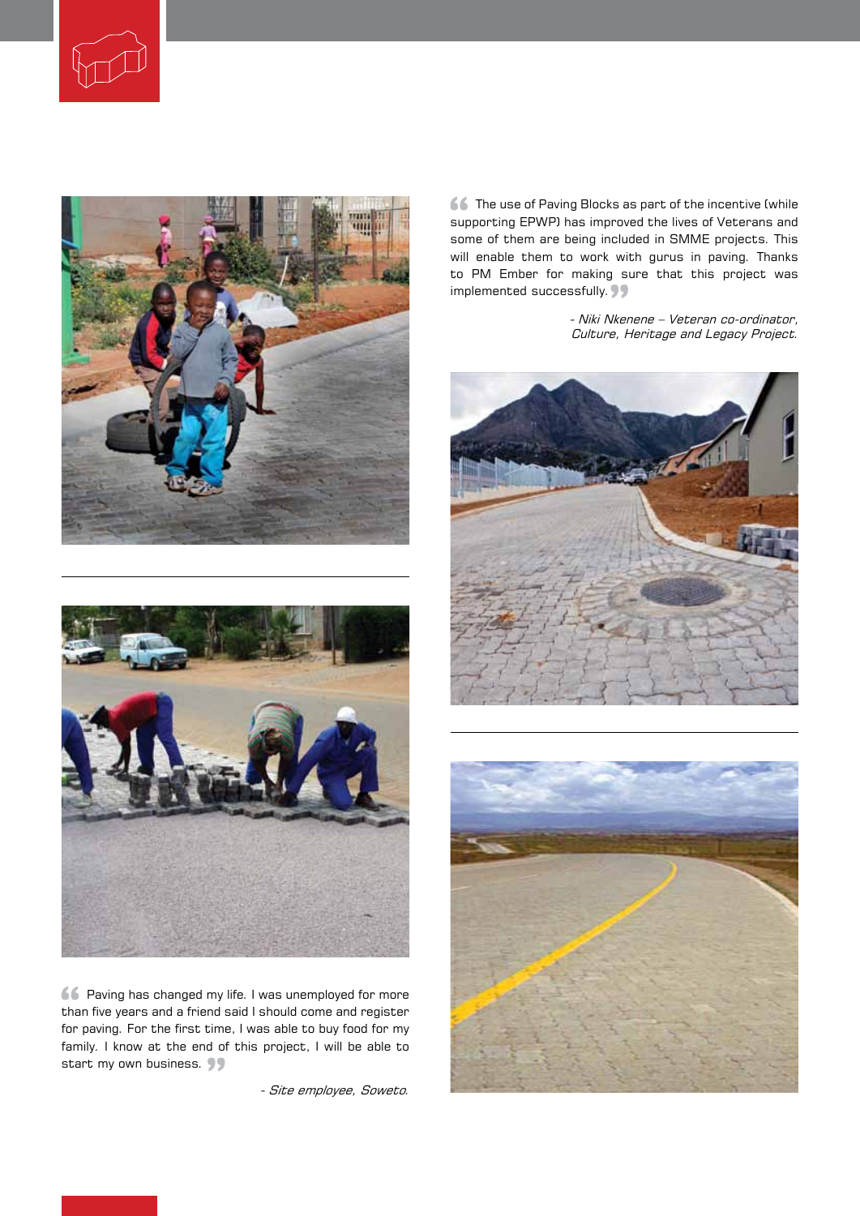> The use of Paving Blocks as part of the incentive (while supporting EPWP) has improved the lives of Veterans and some of them are being included in SMME projects. This will enable them to work with gurus in paving. Thanks to PM Ember for making sure that this project was implemented successfully.

*- Niki Nkenene – Veteran co-ordinator, Culture, Heritage and Legacy Project.*

> Paving has changed my life. I was unemployed for more than five years and a friend said I should come and register for paving. For the first time, I was able to buy food for my family. I know at the end of this project, I will be able to start my own business.

*- Site employee, Soweto.*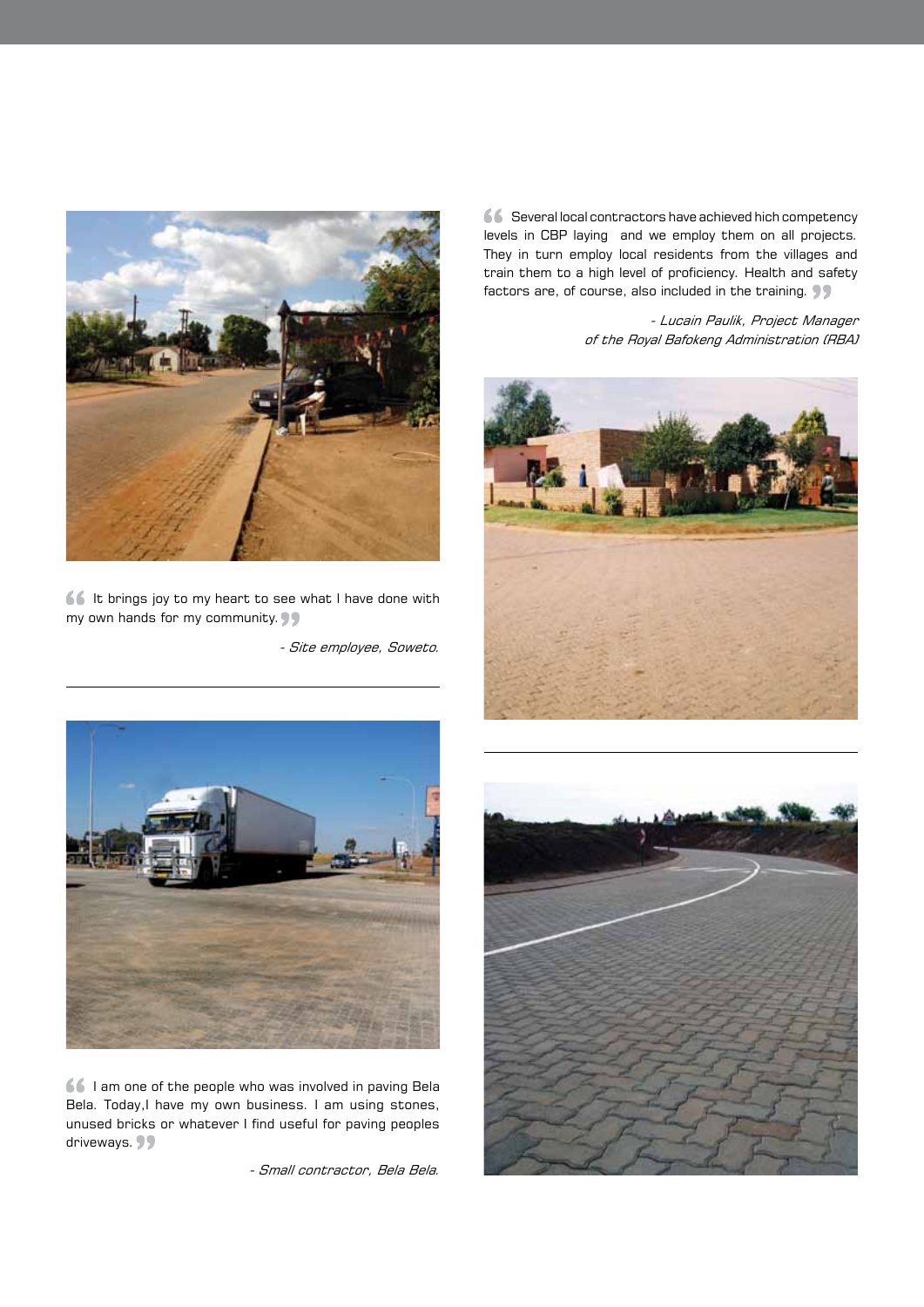> It brings joy to my heart to see what I have done with my own hands for my community.

*- Site employee, Soweto.*

> I am one of the people who was involved in paving Bela Bela. Today,I have my own business. I am using stones, unused bricks or whatever I find useful for paving peoples driveways.

*- Small contractor, Bela Bela.*

> Several local contractors have achieved hich competency levels in CBP laying and we employ them on all projects. They in turn employ local residents from the villages and train them to a high level of proficiency. Health and safety factors are, of course, also included in the training.

*- Lucain Paulik, Project Manager of the Royal Bafokeng Administration (RBA)*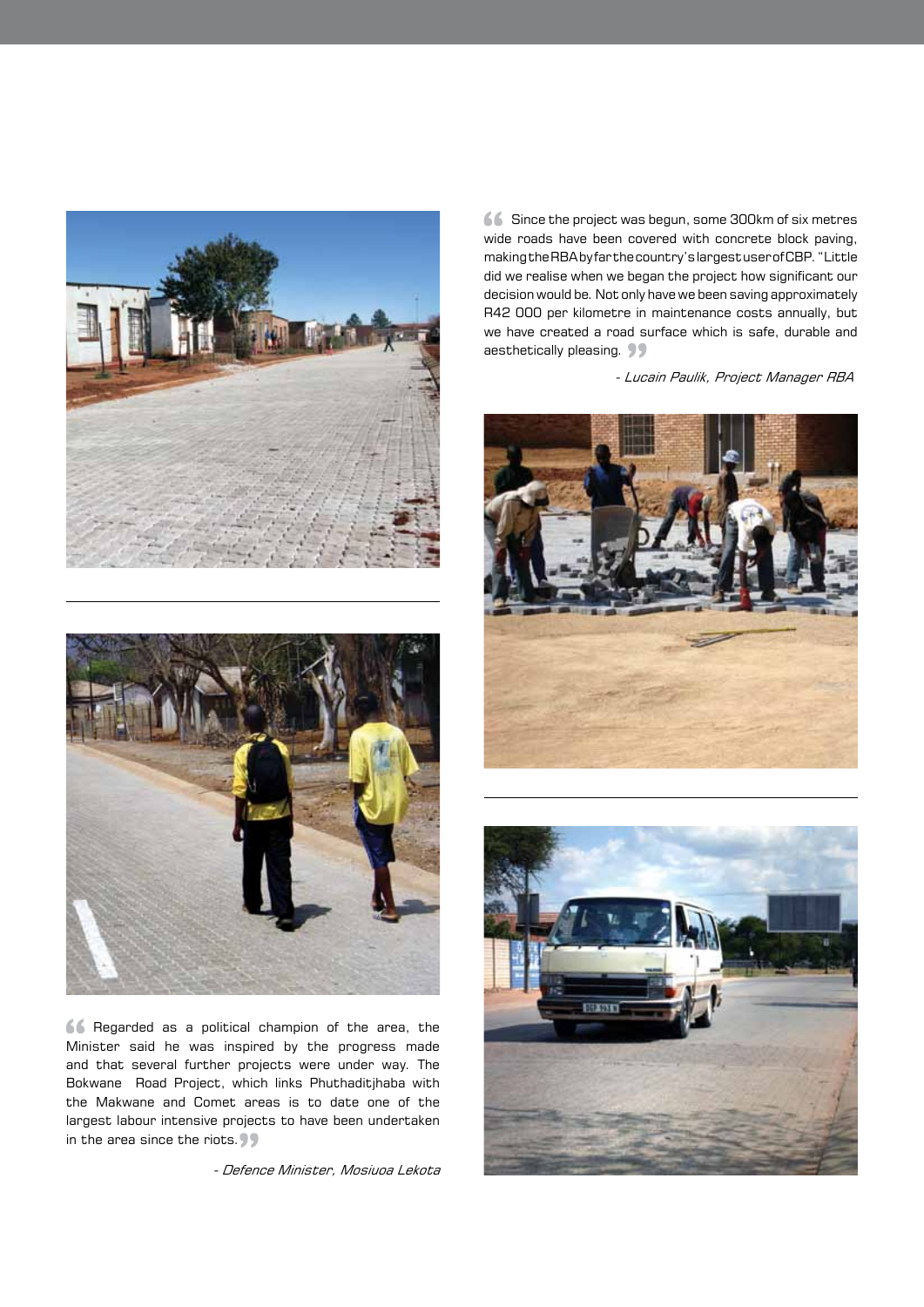Since the project was begun, some 300km of six metres wide roads have been covered with concrete block paving, making the RBA by far the country's largest user of CBP. "Little did we realise when we began the project how significant our decision would be. Not only have we been saving approximately R42 000 per kilometre in maintenance costs annually, but we have created a road surface which is safe, durable and aesthetically pleasing.

*- Lucain Paulik, Project Manager RBA*

Regarded as a political champion of the area, the Minister said he was inspired by the progress made and that several further projects were under way. The Bokwane Road Project, which links Phuthaditjhaba with the Makwane and Comet areas is to date one of the largest labour intensive projects to have been undertaken in the area since the riots.

*- Defence Minister, Mosiuoa Lekota*